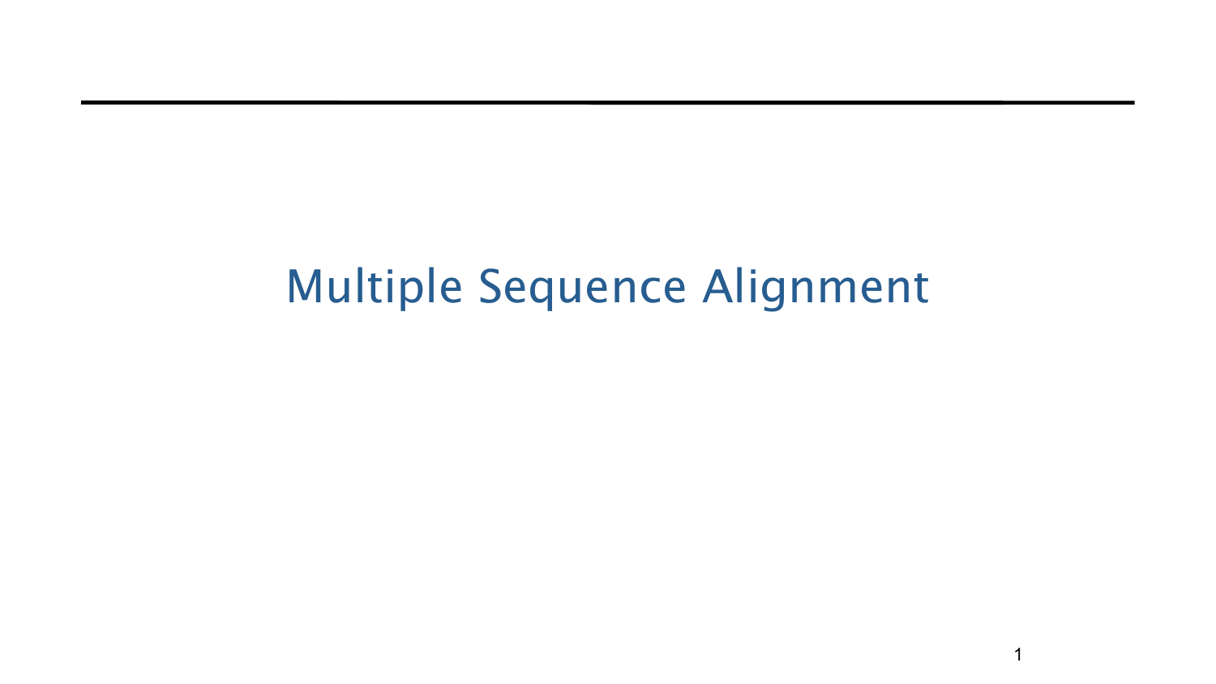# Multiple Sequence Alignment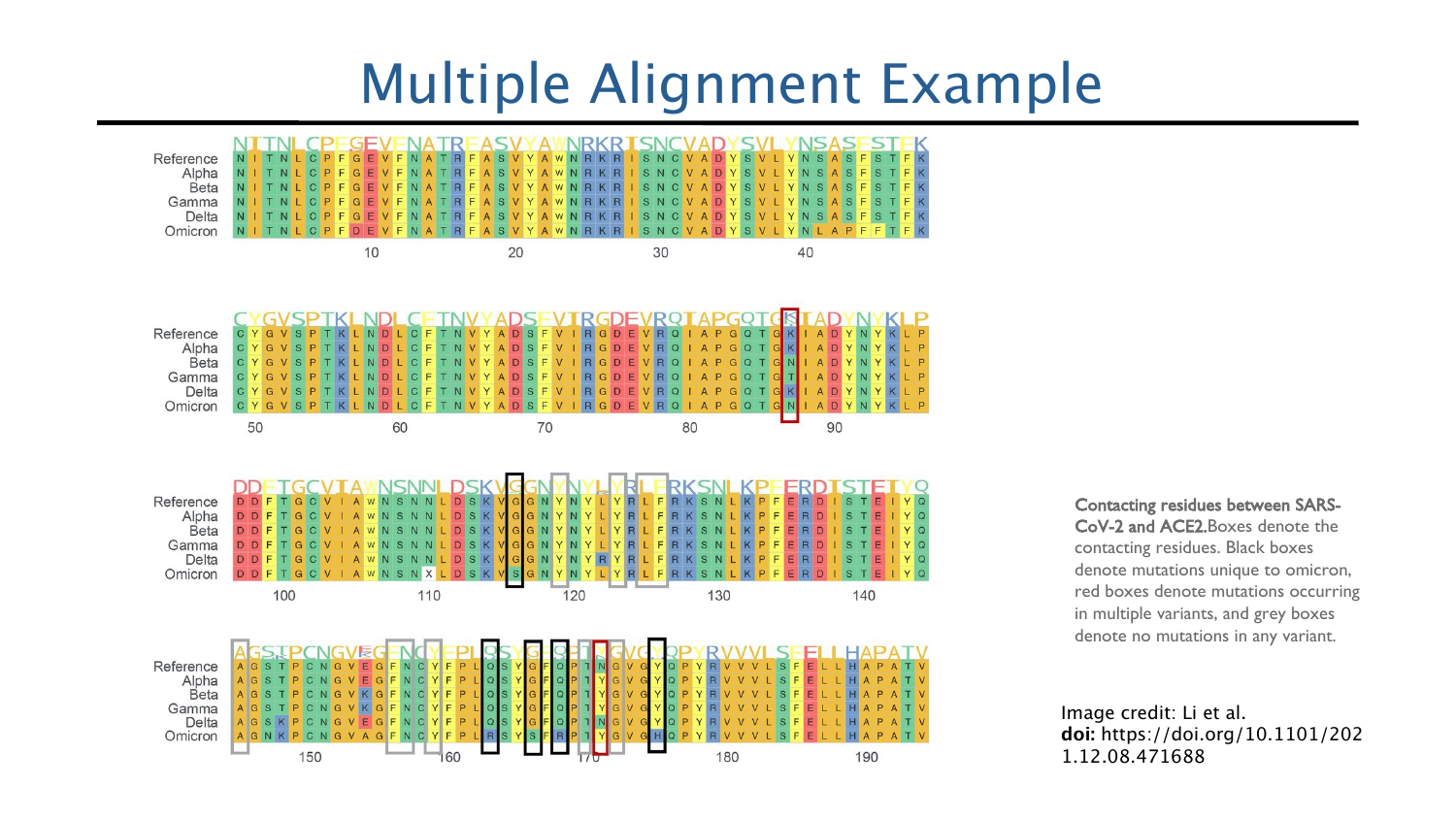# Multiple Alignment Example

**Contacting residues between SARS-CoV-2 and ACE2.** Boxes denote the contacting residues. Black boxes denote mutations unique to omicron, red boxes denote mutations occurring in multiple variants, and grey boxes denote no mutations in any variant.

Image credit: Li et al.
**doi:** https://doi.org/10.1101/2021.12.08.471688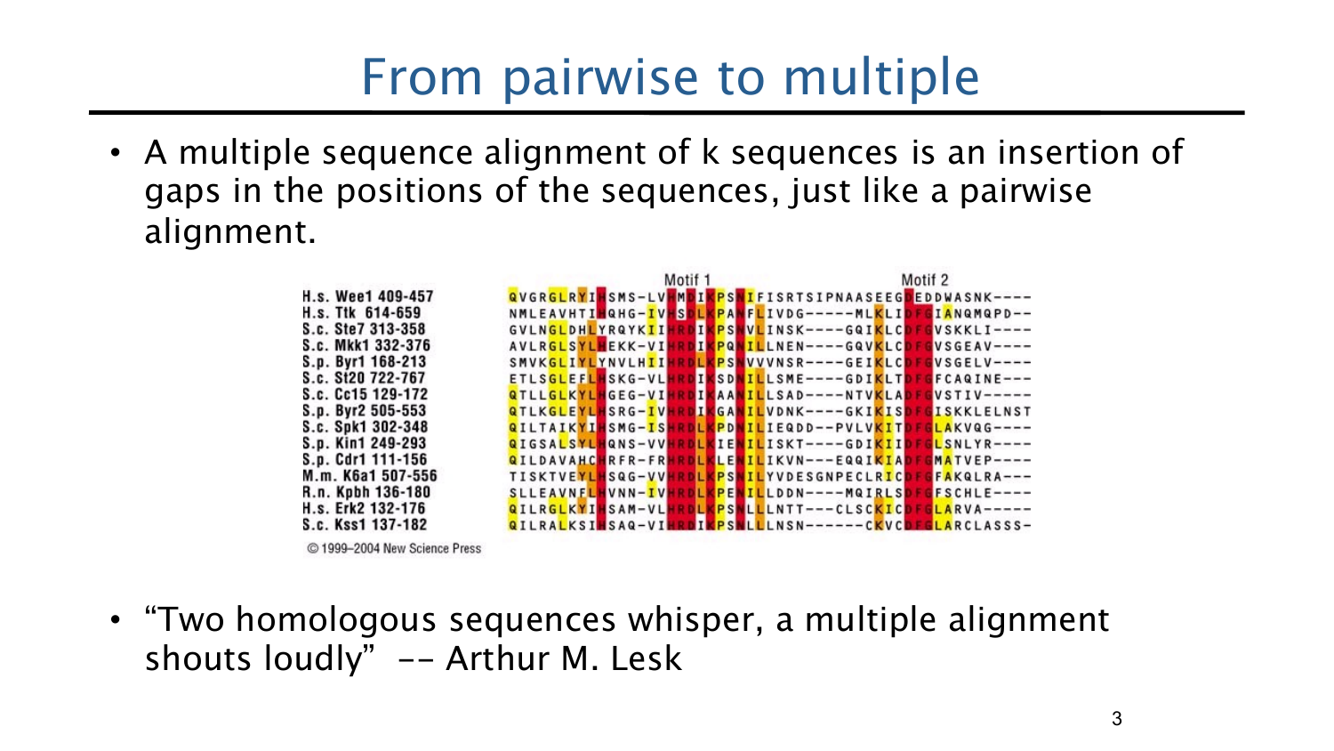# From pairwise to multiple

- A multiple sequence alignment of k sequences is an insertion of gaps in the positions of the sequences, just like a pairwise alignment.

```
                                   Motif 1                       Motif 2
H.s. Wee1 409-457   QVGRGLRYIHSMS-LVHMDIKPSNIFISRTSIPNAASEEGDEDDWASNK----
H.s. Ttk 614-659    NMLEAVHTIHQHG-IVHSDLKPANFLIVDG-----MLKLIDFGIANQMQPD--
S.c. Ste7 313-358   GVLNGLDHLYRQYKIIHRDIKPSNVLINSK----GQIKLCDFGVSKKLI----
S.c. Mkk1 332-376   AVLRGLSYLHEKK-VIHRDIKPQNILLNEN----GQVKLCDFGVSGEAV----
S.p. Byr1 168-213   SMVKGLIYLYNVLHIIHRDLKPSNVVVNSR----GEIKLCDFGVSGELV----
S.c. St20 722-767   ETLSGLEFLHSKG-VLHRDIKSDNILLSME----GDIKLTDFGFCAQINE---
S.c. Cc15 129-172   QTLLGLKYLHGEG-VIHRDIKAANILLSAD----NTVKLADFGVSTIV-----
S.p. Byr2 505-553   QTLKGLEYLHSRG-IVHRDIKGANILVDNK----GKIKISDFGISKKLELNST
S.c. Spk1 302-348   QILTAIKYIHSMG-ISHRDLKPDNILIEQDD--PVLVKITDFGLAKVQG----
S.p. Kin1 249-293   QIGSALSYLHQNS-VVHRDLKIENILISKT----GDIKIIDFGLSNLYR----
S.p. Cdr1 111-156   QILDAVAHCHRFR-FRHRDLKLENILIKVN---EQQIKIADFGMATVEP----
M.m. K6a1 507-556   TISKTVEYLHSQG-VVHRDLKPSNILYVDESGNPECLRICDFGFAKQLRA---
R.n. Kpbh 136-180   SLLEAVNFLHVNN-IVHRDLKPENILLDDN----MQIRLSDFGFSCHLE----
H.s. Erk2 132-176   QILRGLKYIHSAM-VLHRDLKPSNLLLNTT---CLSCKICDFGLARVA-----
S.c. Kss1 137-182   QILRALKSIHSAQ-VIHRDIKPSNLLLNSN------CKVCDFGLARCLASSS-
```

© 1999–2004 New Science Press

- "Two homologous sequences whisper, a multiple alignment shouts loudly" -- Arthur M. Lesk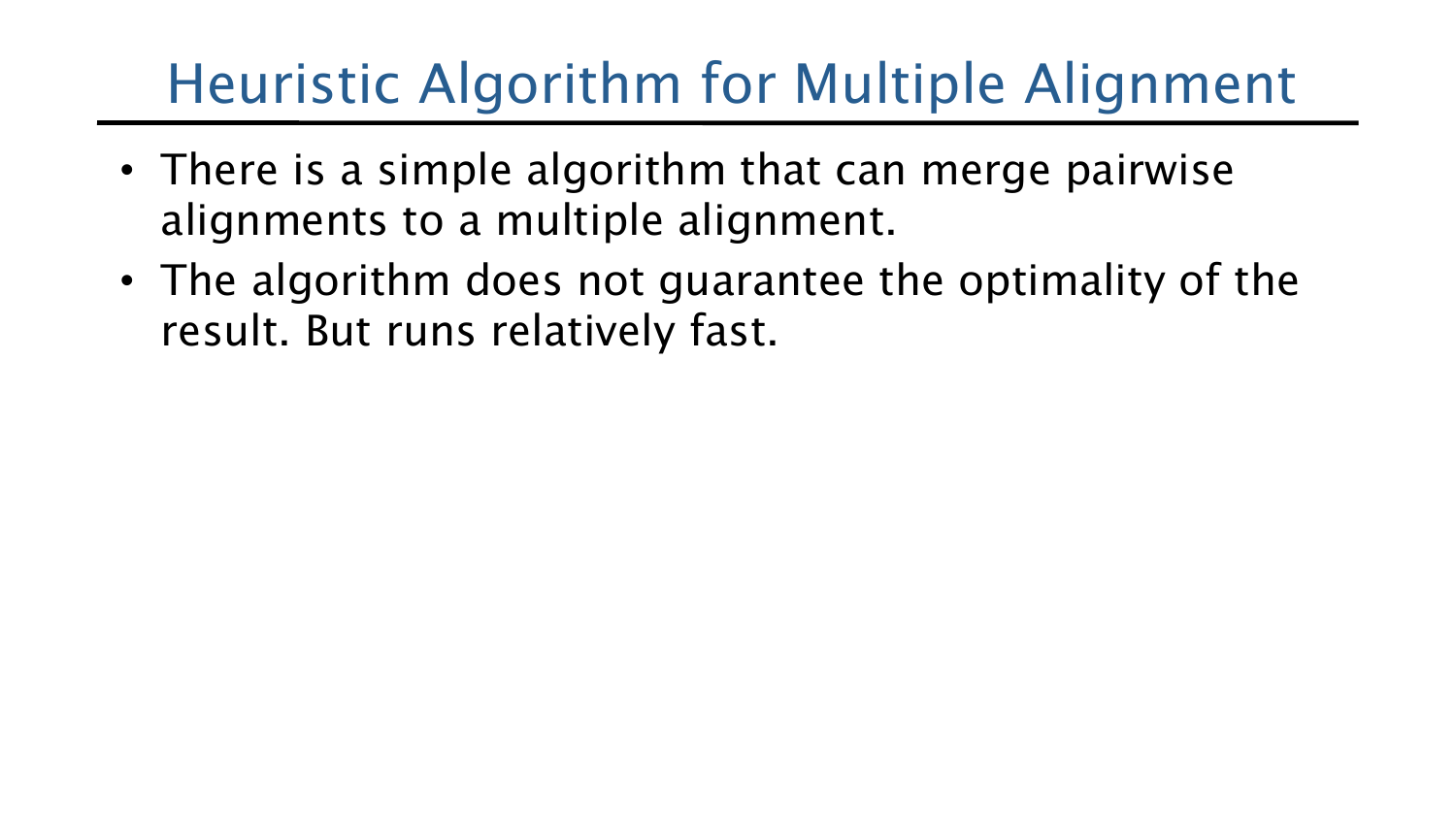# Heuristic Algorithm for Multiple Alignment

- There is a simple algorithm that can merge pairwise alignments to a multiple alignment.
- The algorithm does not guarantee the optimality of the result. But runs relatively fast.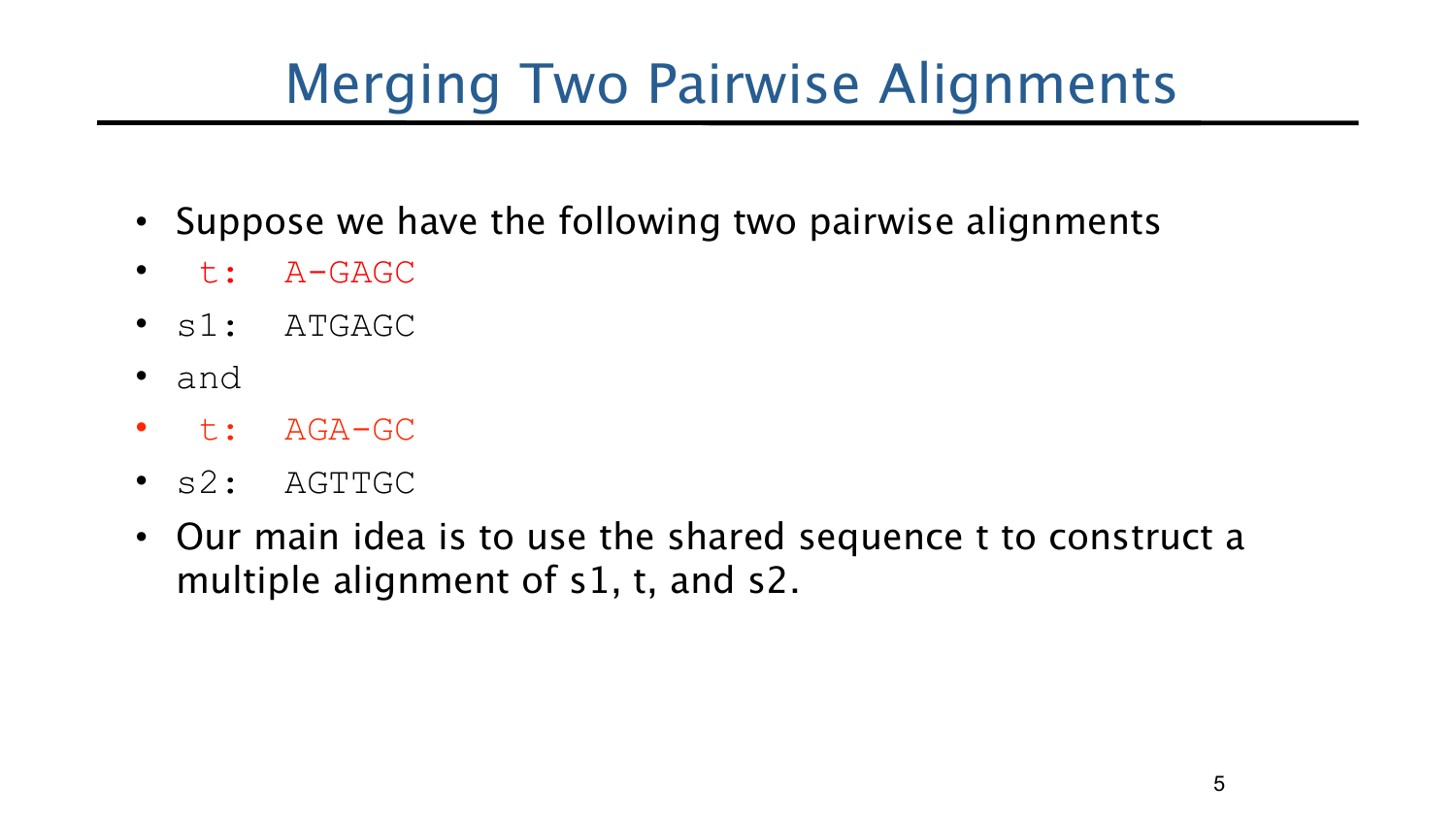# Merging Two Pairwise Alignments

- Suppose we have the following two pairwise alignments
- `t:  A-GAGC`
- `s1: ATGAGC`
- and
- `t:  AGA-GC`
- `s2: AGTTGC`
- Our main idea is to use the shared sequence t to construct a multiple alignment of s1, t, and s2.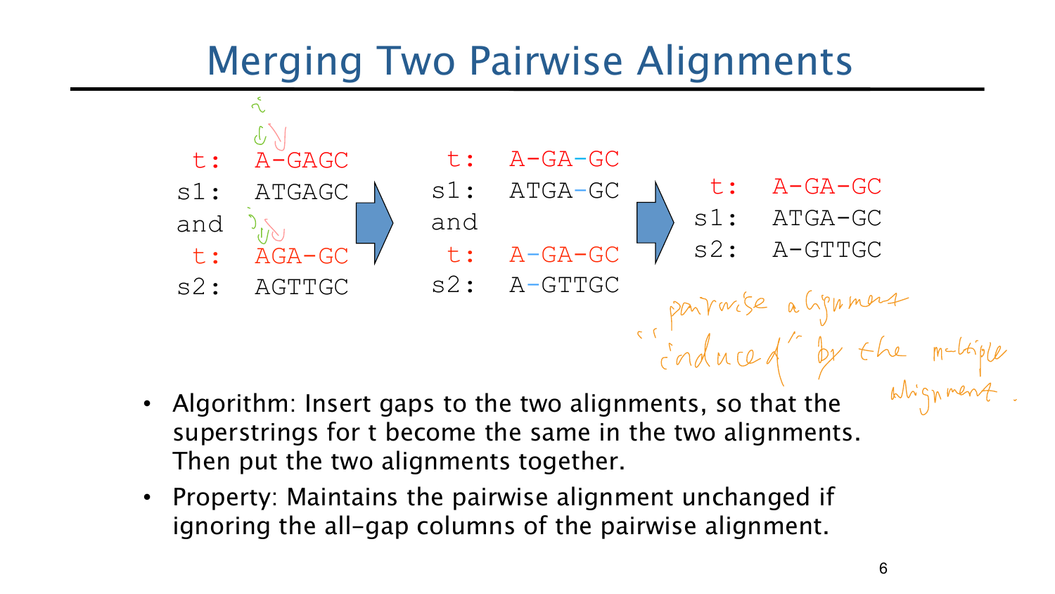# Merging Two Pairwise Alignments

```
 t:  A-GAGC          t:  A-GA-GC           t:  A-GA-GC
s1:  ATGAGC         s1:  ATGA-GC          s1:  ATGA-GC
and          ==>    and           ==>     s2:  A-GTTGC
 t:  AGA-GC          t:  A-GA-GC
s2:  AGTTGC         s2:  A-GTTGC
```

"pairwise alignments "induced" by the multiple alignment."

- Algorithm: Insert gaps to the two alignments, so that the superstrings for t become the same in the two alignments. Then put the two alignments together.
- Property: Maintains the pairwise alignment unchanged if ignoring the all-gap columns of the pairwise alignment.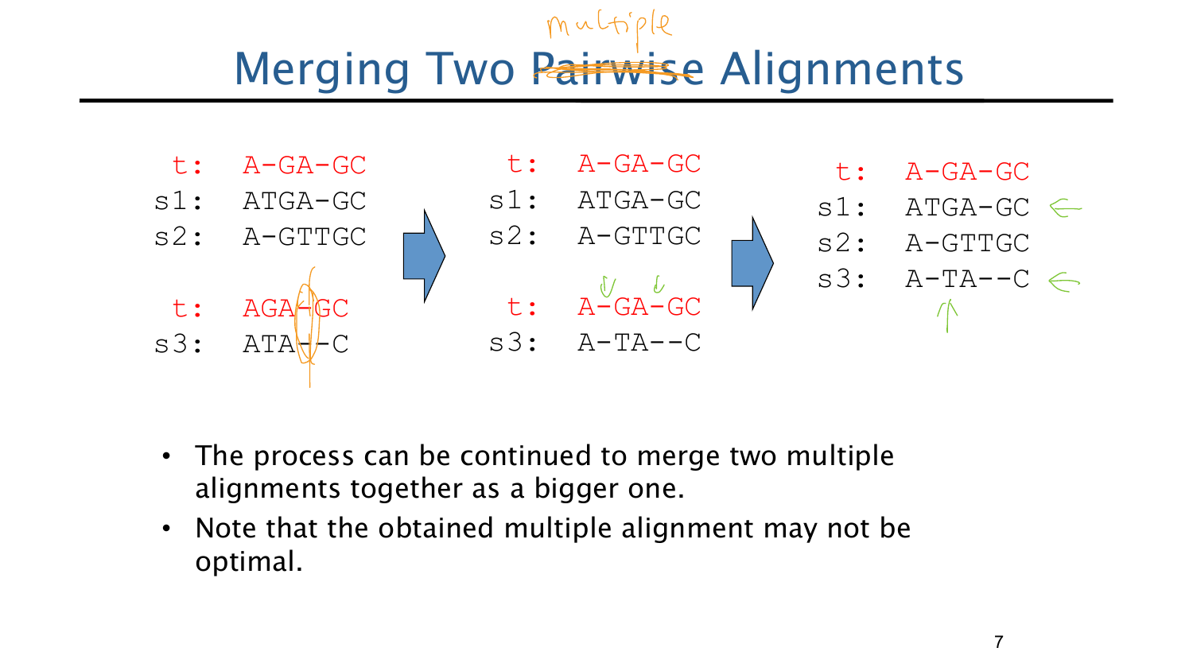# Merging Two Pairwise Alignments

```
 t:  A-GA-GC            t:  A-GA-GC            t:  A-GA-GC
s1:  ATGA-GC           s1:  ATGA-GC           s1:  ATGA-GC
s2:  A-GTTGC    =>     s2:  A-GTTGC    =>     s2:  A-GTTGC
                                              s3:  A-TA--C
 t:  AGA-GC             t:  A-GA-GC
s3:  ATA--C            s3:  A-TA--C
```

- The process can be continued to merge two multiple alignments together as a bigger one.
- Note that the obtained multiple alignment may not be optimal.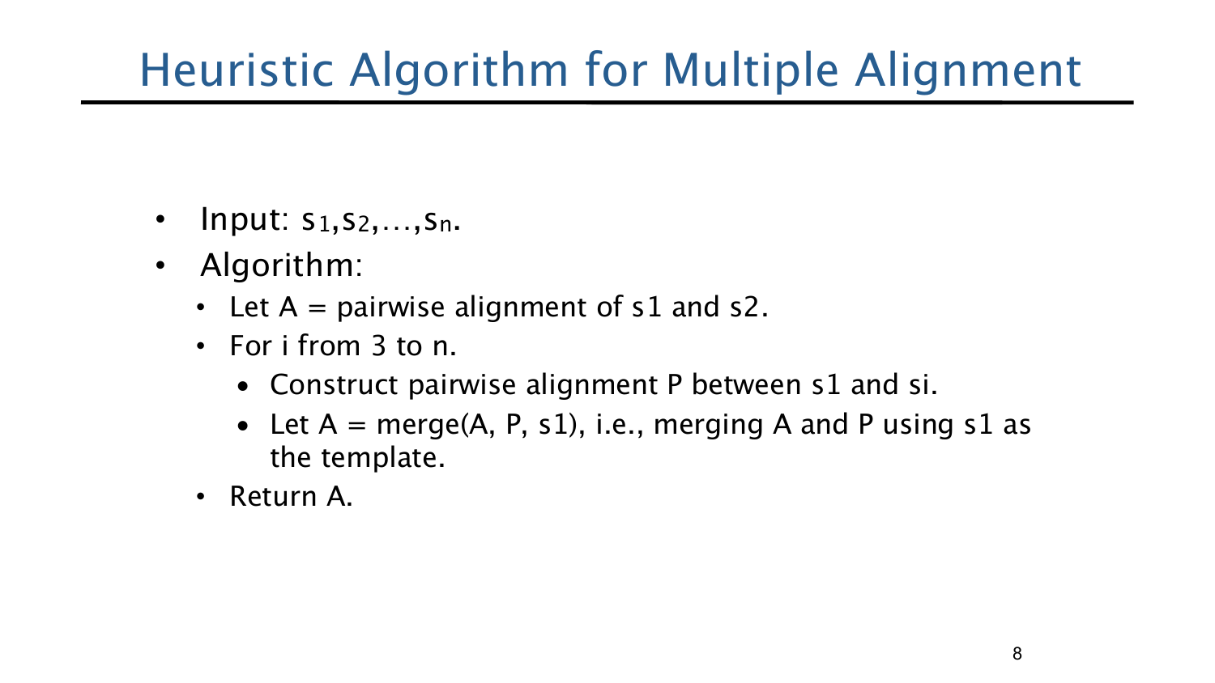# Heuristic Algorithm for Multiple Alignment

- Input: $s_1, s_2, \ldots, s_n$.
- Algorithm:
  - Let A = pairwise alignment of s1 and s2.
  - For i from 3 to n.
    - Construct pairwise alignment P between s1 and si.
    - Let A = merge(A, P, s1), i.e., merging A and P using s1 as the template.
  - Return A.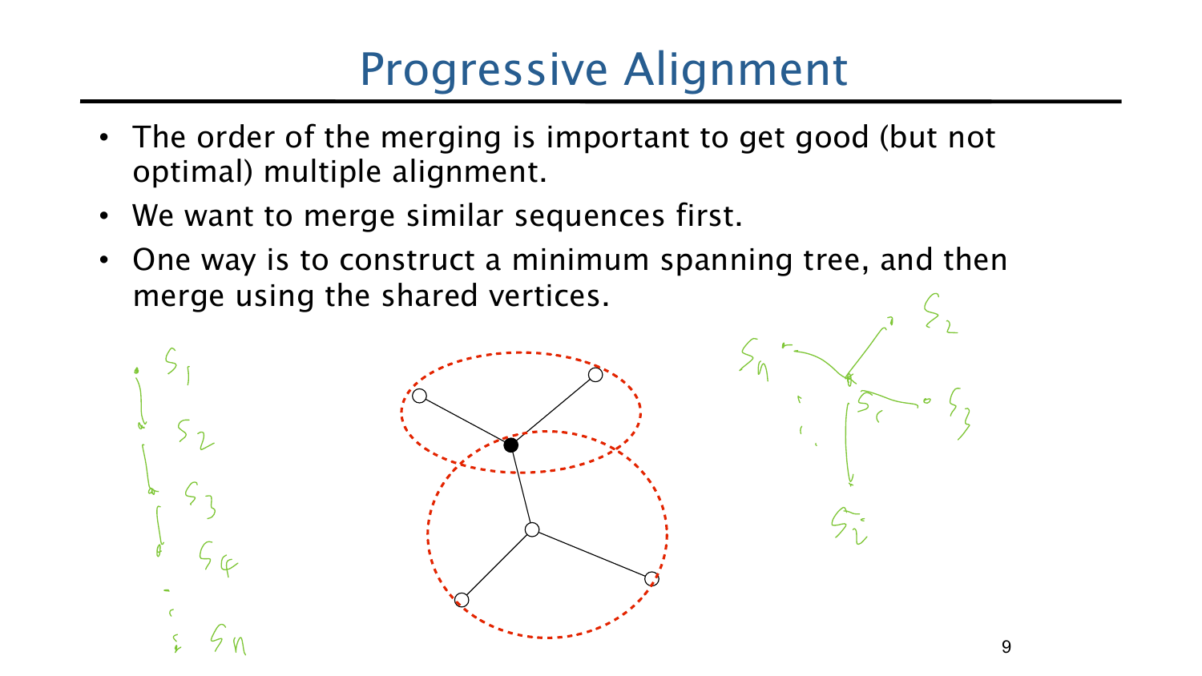# Progressive Alignment

- The order of the merging is important to get good (but not optimal) multiple alignment.
- We want to merge similar sequences first.
- One way is to construct a minimum spanning tree, and then merge using the shared vertices.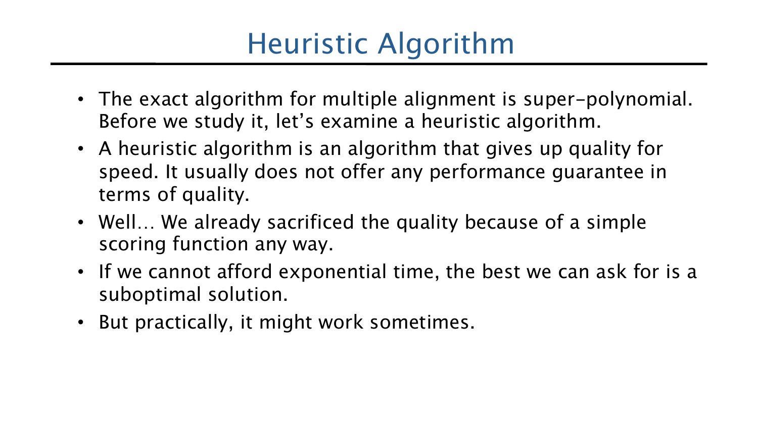# Heuristic Algorithm

- The exact algorithm for multiple alignment is super-polynomial. Before we study it, let's examine a heuristic algorithm.
- A heuristic algorithm is an algorithm that gives up quality for speed. It usually does not offer any performance guarantee in terms of quality.
- Well… We already sacrificed the quality because of a simple scoring function any way.
- If we cannot afford exponential time, the best we can ask for is a suboptimal solution.
- But practically, it might work sometimes.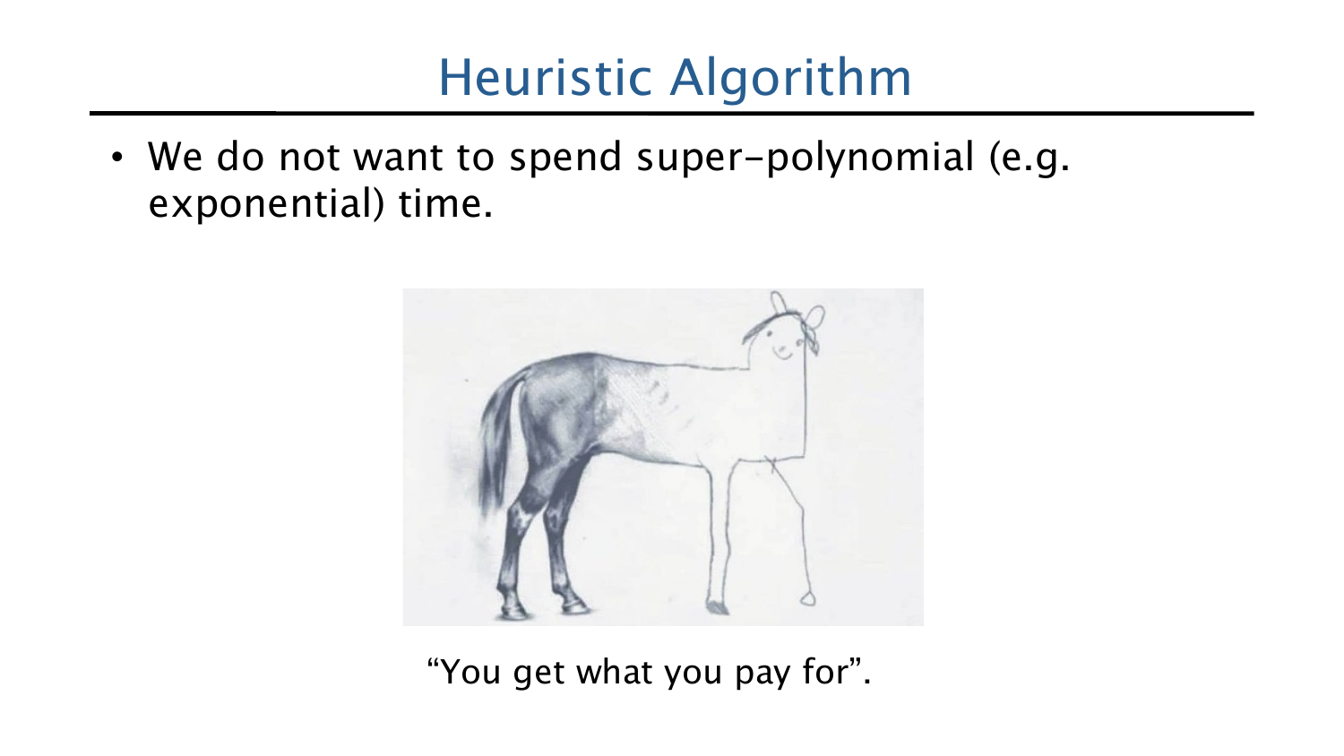# Heuristic Algorithm

- We do not want to spend super-polynomial (e.g. exponential) time.

"You get what you pay for".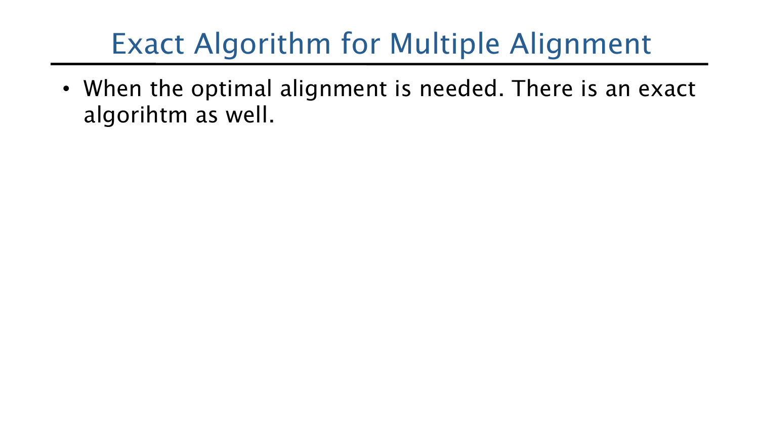# Exact Algorithm for Multiple Alignment

- When the optimal alignment is needed. There is an exact algorihtm as well.